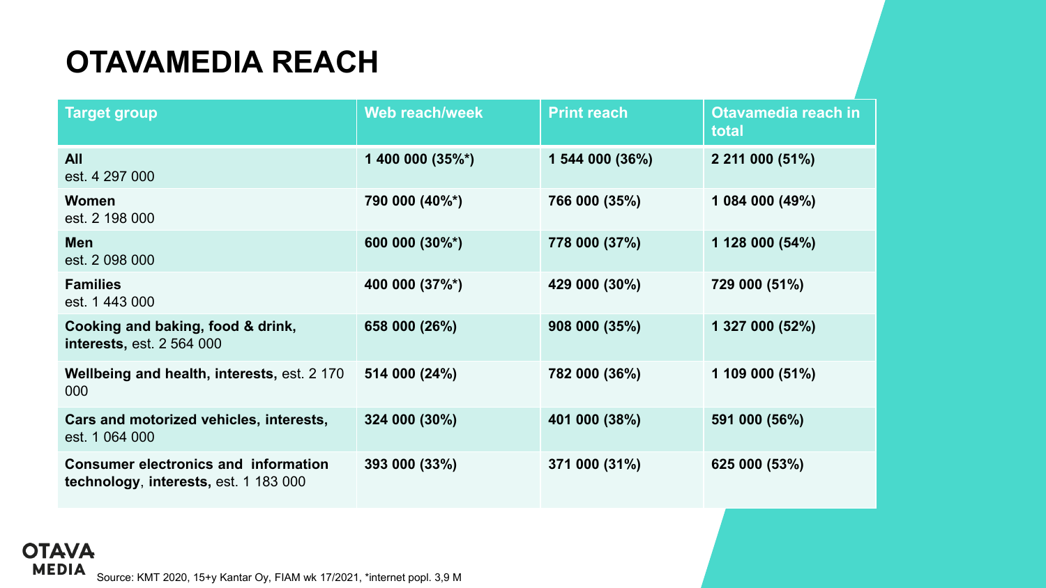# OTAVAMEDIA REACH

| Target group | Web reach/week | Print reach | Otavamedia reach in total |
|---|---|---|---|
| **All** est. 4 297 000 | **1 400 000 (35%*)** | **1 544 000 (36%)** | **2 211 000 (51%)** |
| **Women** est. 2 198 000 | **790 000 (40%*)** | **766 000 (35%)** | **1 084 000 (49%)** |
| **Men** est. 2 098 000 | **600 000 (30%*)** | **778 000 (37%)** | **1 128 000 (54%)** |
| **Families** est. 1 443 000 | **400 000 (37%*)** | **429 000 (30%)** | **729 000 (51%)** |
| **Cooking and baking, food & drink, interests,** est. 2 564 000 | **658 000 (26%)** | **908 000 (35%)** | **1 327 000 (52%)** |
| **Wellbeing and health, interests,** est. 2 170 000 | **514 000 (24%)** | **782 000 (36%)** | **1 109 000 (51%)** |
| **Cars and motorized vehicles, interests,** est. 1 064 000 | **324 000 (30%)** | **401 000 (38%)** | **591 000 (56%)** |
| **Consumer electronics and information technology**, **interests,** est. 1 183 000 | **393 000 (33%)** | **371 000 (31%)** | **625 000 (53%)** |

OTAVA MEDIA

Source: KMT 2020, 15+y Kantar Oy, FIAM wk 17/2021, *internet popl. 3,9 M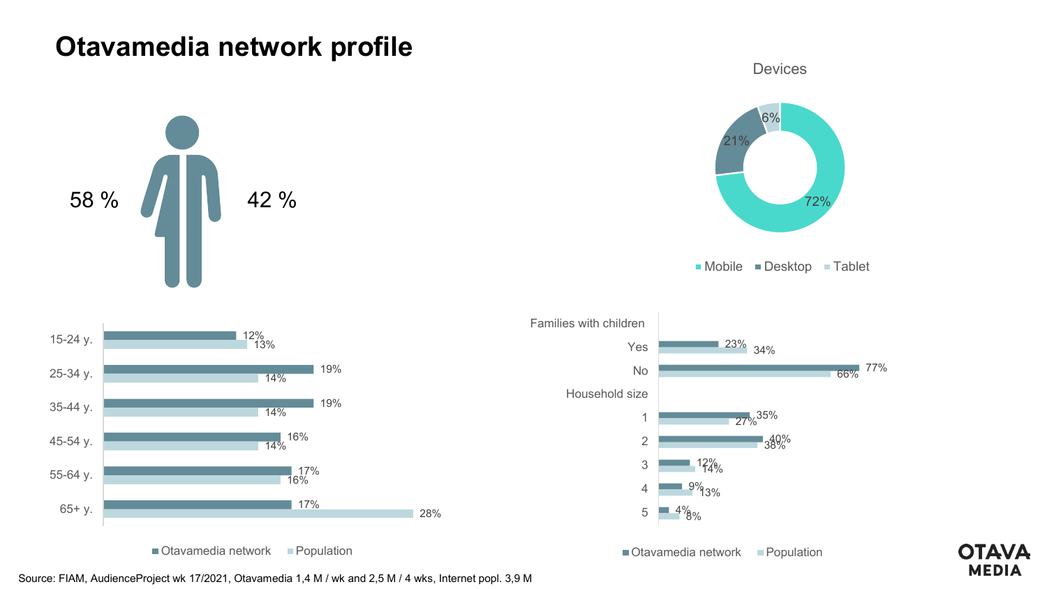# Otavamedia network profile

58 % | 42 %

**Devices**

| Device | Share |
|---|---|
| Mobile | 72% |
| Desktop | 21% |
| Tablet | 6% |

| Age | Otavamedia network | Population |
|---|---|---|
| 15-24 y. | 12% | 13% |
| 25-34 y. | 19% | 14% |
| 35-44 y. | 19% | 14% |
| 45-54 y. | 16% | 14% |
| 55-64 y. | 17% | 16% |
| 65+ y. | 17% | 28% |

| | Otavamedia network | Population |
|---|---|---|
| **Families with children** | | |
| Yes | 23% | 34% |
| No | 77% | 66% |
| **Household size** | | |
| 1 | 35% | 27% |
| 2 | 40% | 38% |
| 3 | 12% | 14% |
| 4 | 9% | 13% |
| 5 | 4% | 8% |

Source: FIAM, AudienceProject wk 17/2021, Otavamedia 1,4 M / wk and 2,5 M / 4 wks, Internet popl. 3,9 M

OTAVA MEDIA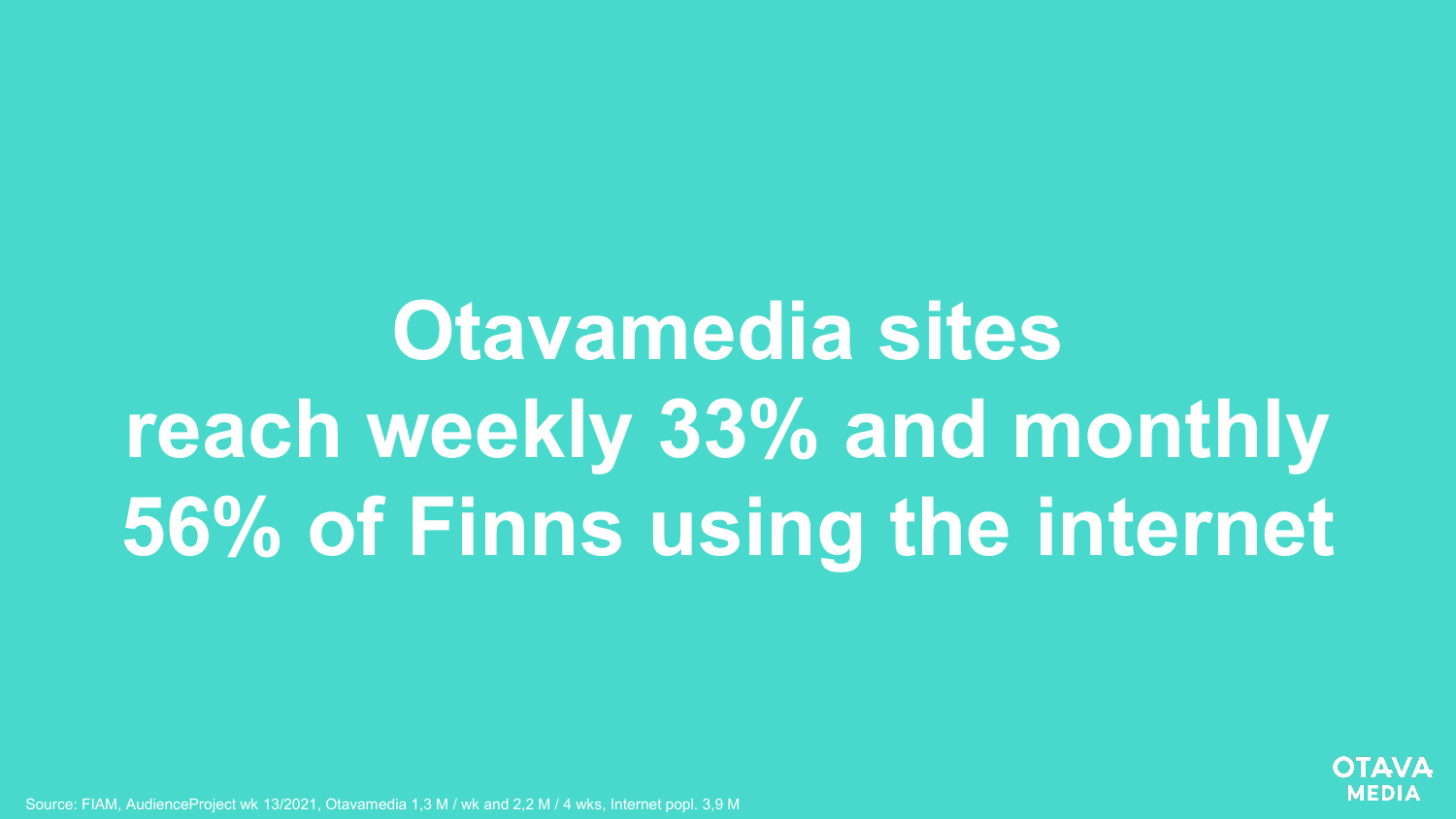# Otavamedia sites reach weekly 33% and monthly 56% of Finns using the internet

Source: FIAM, AudienceProject wk 13/2021, Otavamedia 1,3 M / wk and 2,2 M / 4 wks, Internet popl. 3,9 M

OTAVA MEDIA